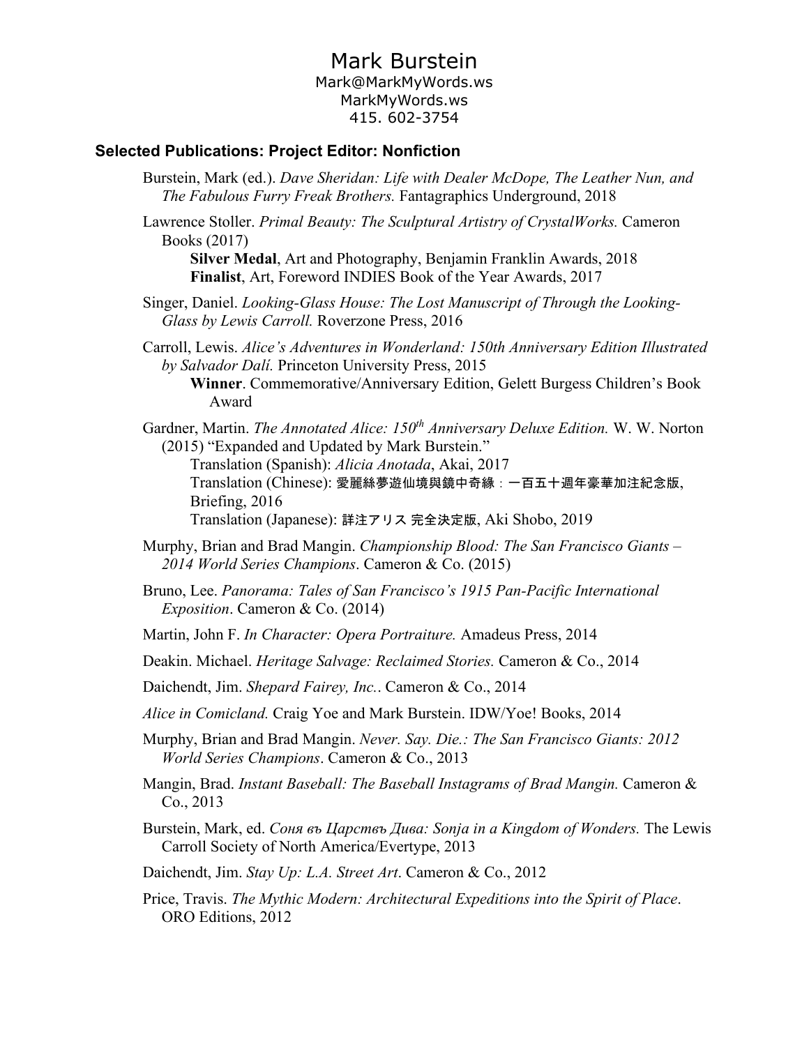# Mark Burstein

Mark@MarkMyWords.ws
MarkMyWords.ws
415. 602-3754

## Selected Publications: Project Editor: Nonfiction

Burstein, Mark (ed.). *Dave Sheridan: Life with Dealer McDope, The Leather Nun, and The Fabulous Furry Freak Brothers.* Fantagraphics Underground, 2018

Lawrence Stoller. *Primal Beauty: The Sculptural Artistry of CrystalWorks.* Cameron Books (2017)
- **Silver Medal**, Art and Photography, Benjamin Franklin Awards, 2018
- **Finalist**, Art, Foreword INDIES Book of the Year Awards, 2017

Singer, Daniel. *Looking-Glass House: The Lost Manuscript of Through the Looking-Glass by Lewis Carroll.* Roverzone Press, 2016

Carroll, Lewis. *Alice's Adventures in Wonderland: 150th Anniversary Edition Illustrated by Salvador Dalí.* Princeton University Press, 2015
- **Winner**. Commemorative/Anniversary Edition, Gelett Burgess Children's Book Award

Gardner, Martin. *The Annotated Alice: 150th Anniversary Deluxe Edition.* W. W. Norton (2015) "Expanded and Updated by Mark Burstein."
- Translation (Spanish): *Alicia Anotada*, Akai, 2017
- Translation (Chinese): 愛麗絲夢遊仙境與鏡中奇緣：一百五十週年豪華加注紀念版, Briefing, 2016
- Translation (Japanese): 詳注アリス 完全決定版, Aki Shobo, 2019

Murphy, Brian and Brad Mangin. *Championship Blood: The San Francisco Giants – 2014 World Series Champions*. Cameron & Co. (2015)

Bruno, Lee. *Panorama: Tales of San Francisco's 1915 Pan-Pacific International Exposition*. Cameron & Co. (2014)

Martin, John F. *In Character: Opera Portraiture.* Amadeus Press, 2014

Deakin. Michael. *Heritage Salvage: Reclaimed Stories.* Cameron & Co., 2014

Daichendt, Jim. *Shepard Fairey, Inc.*. Cameron & Co., 2014

*Alice in Comicland.* Craig Yoe and Mark Burstein. IDW/Yoe! Books, 2014

Murphy, Brian and Brad Mangin. *Never. Say. Die.: The San Francisco Giants: 2012 World Series Champions*. Cameron & Co., 2013

Mangin, Brad. *Instant Baseball: The Baseball Instagrams of Brad Mangin.* Cameron & Co., 2013

Burstein, Mark, ed. *Соня въ Царствъ Дива: Sonja in a Kingdom of Wonders.* The Lewis Carroll Society of North America/Evertype, 2013

Daichendt, Jim. *Stay Up: L.A. Street Art*. Cameron & Co., 2012

Price, Travis. *The Mythic Modern: Architectural Expeditions into the Spirit of Place*. ORO Editions, 2012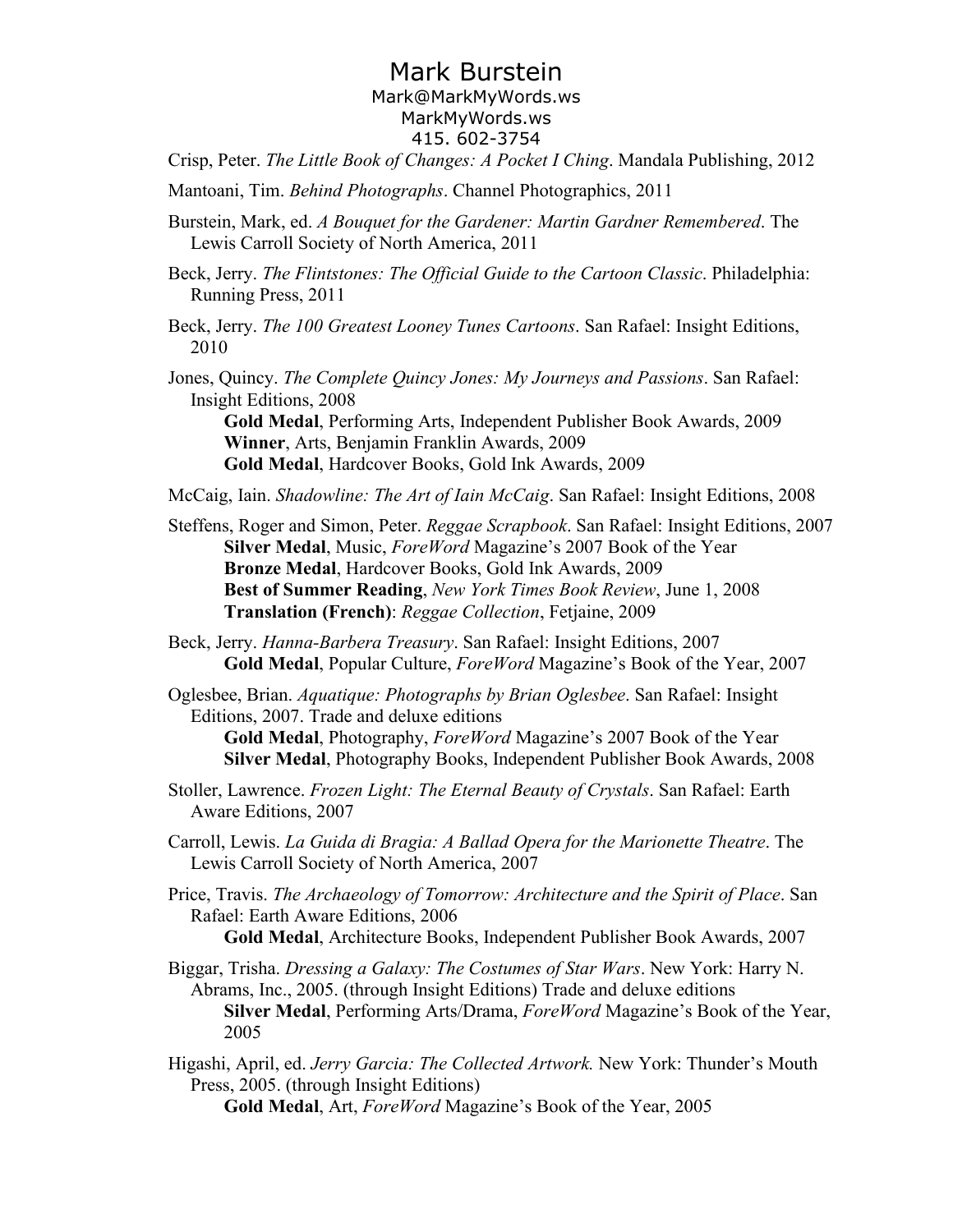# Mark Burstein

Mark@MarkMyWords.ws
MarkMyWords.ws
415. 602-3754

Crisp, Peter. *The Little Book of Changes: A Pocket I Ching*. Mandala Publishing, 2012

Mantoani, Tim. *Behind Photographs*. Channel Photographics, 2011

Burstein, Mark, ed. *A Bouquet for the Gardener: Martin Gardner Remembered*. The Lewis Carroll Society of North America, 2011

Beck, Jerry. *The Flintstones: The Official Guide to the Cartoon Classic*. Philadelphia: Running Press, 2011

Beck, Jerry. *The 100 Greatest Looney Tunes Cartoons*. San Rafael: Insight Editions, 2010

Jones, Quincy. *The Complete Quincy Jones: My Journeys and Passions*. San Rafael: Insight Editions, 2008

- **Gold Medal**, Performing Arts, Independent Publisher Book Awards, 2009
- **Winner**, Arts, Benjamin Franklin Awards, 2009
- **Gold Medal**, Hardcover Books, Gold Ink Awards, 2009

McCaig, Iain. *Shadowline: The Art of Iain McCaig*. San Rafael: Insight Editions, 2008

Steffens, Roger and Simon, Peter. *Reggae Scrapbook*. San Rafael: Insight Editions, 2007

- **Silver Medal**, Music, *ForeWord* Magazine's 2007 Book of the Year
- **Bronze Medal**, Hardcover Books, Gold Ink Awards, 2009
- **Best of Summer Reading**, *New York Times Book Review*, June 1, 2008
- **Translation (French)**: *Reggae Collection*, Fetjaine, 2009

Beck, Jerry. *Hanna-Barbera Treasury*. San Rafael: Insight Editions, 2007

- **Gold Medal**, Popular Culture, *ForeWord* Magazine's Book of the Year, 2007

Oglesbee, Brian. *Aquatique: Photographs by Brian Oglesbee*. San Rafael: Insight Editions, 2007. Trade and deluxe editions

- **Gold Medal**, Photography, *ForeWord* Magazine's 2007 Book of the Year
- **Silver Medal**, Photography Books, Independent Publisher Book Awards, 2008

Stoller, Lawrence. *Frozen Light: The Eternal Beauty of Crystals*. San Rafael: Earth Aware Editions, 2007

Carroll, Lewis. *La Guida di Bragia: A Ballad Opera for the Marionette Theatre*. The Lewis Carroll Society of North America, 2007

Price, Travis. *The Archaeology of Tomorrow: Architecture and the Spirit of Place*. San Rafael: Earth Aware Editions, 2006

- **Gold Medal**, Architecture Books, Independent Publisher Book Awards, 2007

Biggar, Trisha. *Dressing a Galaxy: The Costumes of Star Wars*. New York: Harry N. Abrams, Inc., 2005. (through Insight Editions) Trade and deluxe editions

- **Silver Medal**, Performing Arts/Drama, *ForeWord* Magazine's Book of the Year, 2005

Higashi, April, ed. *Jerry Garcia: The Collected Artwork.* New York: Thunder's Mouth Press, 2005. (through Insight Editions)

- **Gold Medal**, Art, *ForeWord* Magazine's Book of the Year, 2005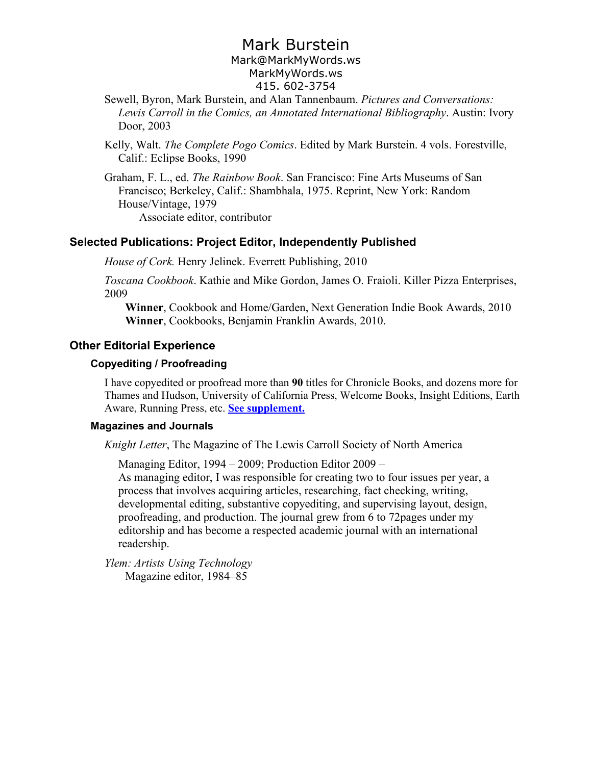# Mark Burstein

Mark@MarkMyWords.ws
MarkMyWords.ws
415. 602-3754

Sewell, Byron, Mark Burstein, and Alan Tannenbaum. *Pictures and Conversations: Lewis Carroll in the Comics, an Annotated International Bibliography*. Austin: Ivory Door, 2003

Kelly, Walt. *The Complete Pogo Comics*. Edited by Mark Burstein. 4 vols. Forestville, Calif.: Eclipse Books, 1990

Graham, F. L., ed. *The Rainbow Book*. San Francisco: Fine Arts Museums of San Francisco; Berkeley, Calif.: Shambhala, 1975. Reprint, New York: Random House/Vintage, 1979
Associate editor, contributor

## Selected Publications: Project Editor, Independently Published

*House of Cork.* Henry Jelinek. Everrett Publishing, 2010

*Toscana Cookbook*. Kathie and Mike Gordon, James O. Fraioli. Killer Pizza Enterprises, 2009

**Winner**, Cookbook and Home/Garden, Next Generation Indie Book Awards, 2010
**Winner**, Cookbooks, Benjamin Franklin Awards, 2010.

## Other Editorial Experience

### Copyediting / Proofreading

I have copyedited or proofread more than **90** titles for Chronicle Books, and dozens more for Thames and Hudson, University of California Press, Welcome Books, Insight Editions, Earth Aware, Running Press, etc. **See supplement.**

### Magazines and Journals

*Knight Letter*, The Magazine of The Lewis Carroll Society of North America

Managing Editor, 1994 – 2009; Production Editor 2009 –
As managing editor, I was responsible for creating two to four issues per year, a process that involves acquiring articles, researching, fact checking, writing, developmental editing, substantive copyediting, and supervising layout, design, proofreading, and production. The journal grew from 6 to 72pages under my editorship and has become a respected academic journal with an international readership.

*Ylem: Artists Using Technology*
Magazine editor, 1984–85